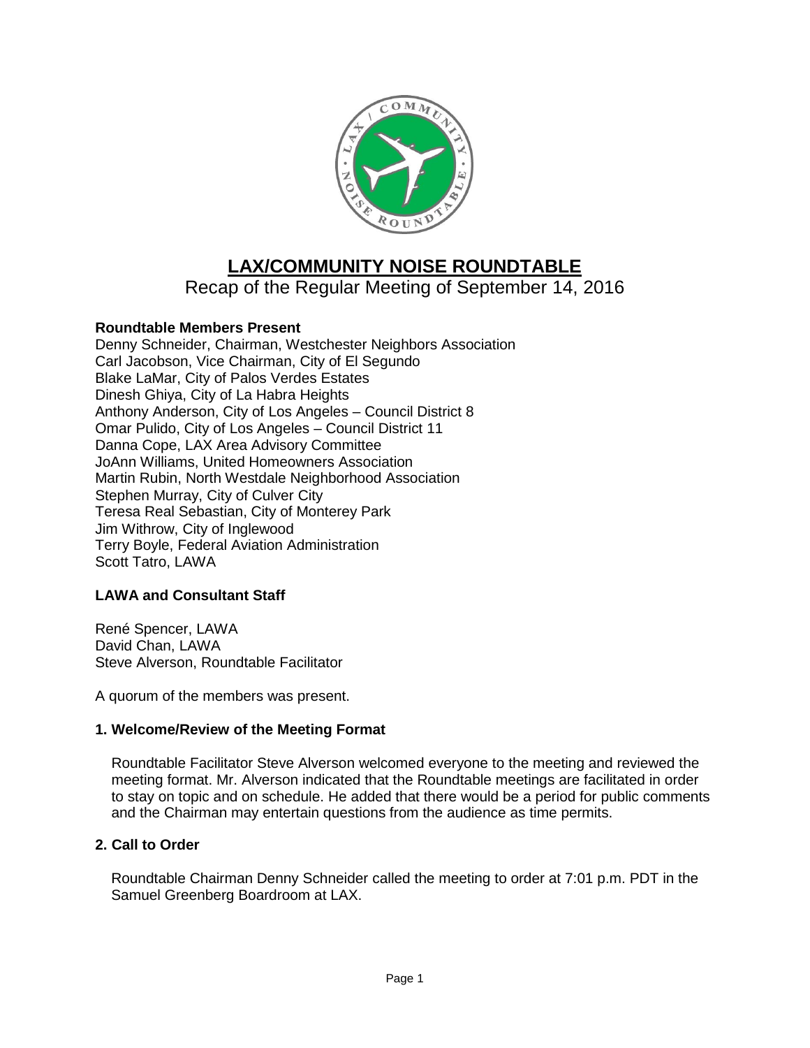# LAX/COMMUNITY NOISE ROUNDTABLE

Recap of the Regular Meeting of September 14, 2016

**Roundtable Members Present**

Denny Schneider, Chairman, Westchester Neighbors Association
Carl Jacobson, Vice Chairman, City of El Segundo
Blake LaMar, City of Palos Verdes Estates
Dinesh Ghiya, City of La Habra Heights
Anthony Anderson, City of Los Angeles – Council District 8
Omar Pulido, City of Los Angeles – Council District 11
Danna Cope, LAX Area Advisory Committee
JoAnn Williams, United Homeowners Association
Martin Rubin, North Westdale Neighborhood Association
Stephen Murray, City of Culver City
Teresa Real Sebastian, City of Monterey Park
Jim Withrow, City of Inglewood
Terry Boyle, Federal Aviation Administration
Scott Tatro, LAWA

**LAWA and Consultant Staff**

René Spencer, LAWA
David Chan, LAWA
Steve Alverson, Roundtable Facilitator

A quorum of the members was present.

### 1. Welcome/Review of the Meeting Format

Roundtable Facilitator Steve Alverson welcomed everyone to the meeting and reviewed the meeting format. Mr. Alverson indicated that the Roundtable meetings are facilitated in order to stay on topic and on schedule. He added that there would be a period for public comments and the Chairman may entertain questions from the audience as time permits.

### 2. Call to Order

Roundtable Chairman Denny Schneider called the meeting to order at 7:01 p.m. PDT in the Samuel Greenberg Boardroom at LAX.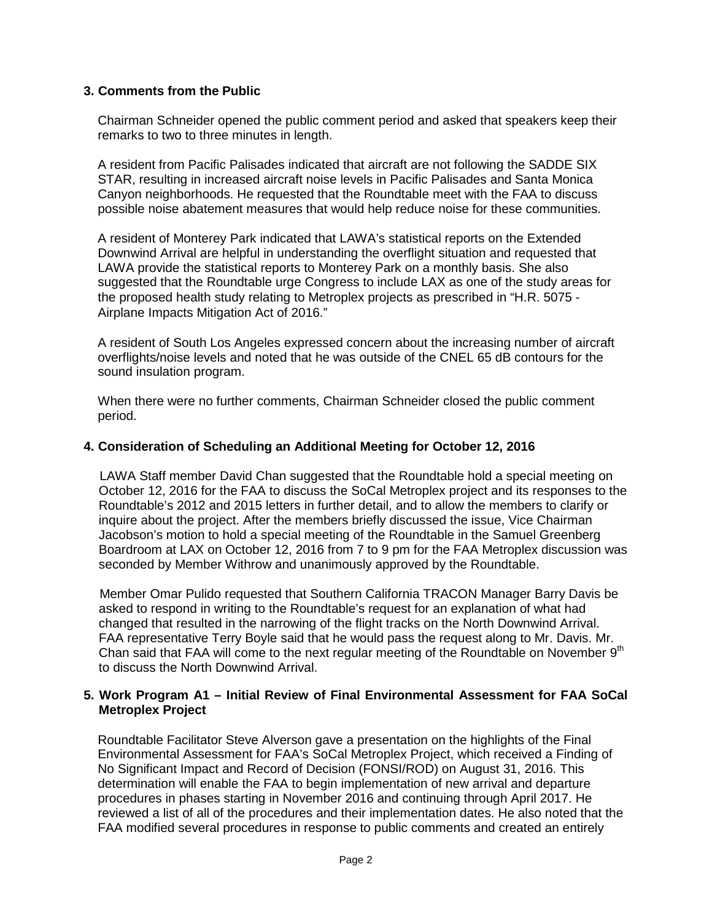## 3. Comments from the Public

Chairman Schneider opened the public comment period and asked that speakers keep their remarks to two to three minutes in length.

A resident from Pacific Palisades indicated that aircraft are not following the SADDE SIX STAR, resulting in increased aircraft noise levels in Pacific Palisades and Santa Monica Canyon neighborhoods. He requested that the Roundtable meet with the FAA to discuss possible noise abatement measures that would help reduce noise for these communities.

A resident of Monterey Park indicated that LAWA's statistical reports on the Extended Downwind Arrival are helpful in understanding the overflight situation and requested that LAWA provide the statistical reports to Monterey Park on a monthly basis. She also suggested that the Roundtable urge Congress to include LAX as one of the study areas for the proposed health study relating to Metroplex projects as prescribed in "H.R. 5075 - Airplane Impacts Mitigation Act of 2016."

A resident of South Los Angeles expressed concern about the increasing number of aircraft overflights/noise levels and noted that he was outside of the CNEL 65 dB contours for the sound insulation program.

When there were no further comments, Chairman Schneider closed the public comment period.

## 4. Consideration of Scheduling an Additional Meeting for October 12, 2016

LAWA Staff member David Chan suggested that the Roundtable hold a special meeting on October 12, 2016 for the FAA to discuss the SoCal Metroplex project and its responses to the Roundtable's 2012 and 2015 letters in further detail, and to allow the members to clarify or inquire about the project. After the members briefly discussed the issue, Vice Chairman Jacobson's motion to hold a special meeting of the Roundtable in the Samuel Greenberg Boardroom at LAX on October 12, 2016 from 7 to 9 pm for the FAA Metroplex discussion was seconded by Member Withrow and unanimously approved by the Roundtable.

Member Omar Pulido requested that Southern California TRACON Manager Barry Davis be asked to respond in writing to the Roundtable's request for an explanation of what had changed that resulted in the narrowing of the flight tracks on the North Downwind Arrival. FAA representative Terry Boyle said that he would pass the request along to Mr. Davis. Mr. Chan said that FAA will come to the next regular meeting of the Roundtable on November 9th to discuss the North Downwind Arrival.

## 5. Work Program A1 – Initial Review of Final Environmental Assessment for FAA SoCal Metroplex Project

Roundtable Facilitator Steve Alverson gave a presentation on the highlights of the Final Environmental Assessment for FAA's SoCal Metroplex Project, which received a Finding of No Significant Impact and Record of Decision (FONSI/ROD) on August 31, 2016. This determination will enable the FAA to begin implementation of new arrival and departure procedures in phases starting in November 2016 and continuing through April 2017. He reviewed a list of all of the procedures and their implementation dates. He also noted that the FAA modified several procedures in response to public comments and created an entirely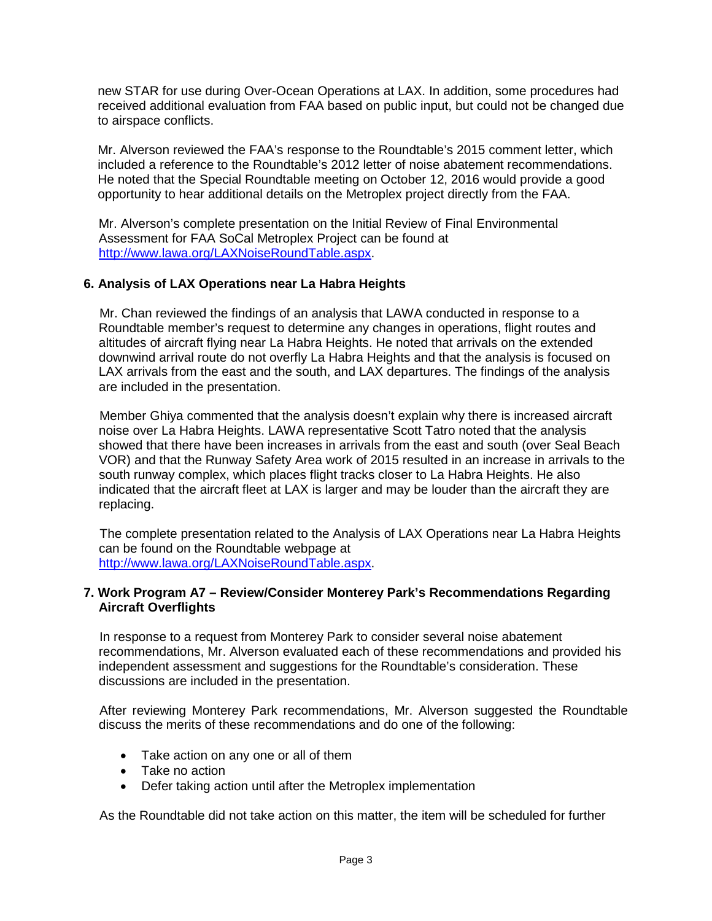new STAR for use during Over-Ocean Operations at LAX. In addition, some procedures had received additional evaluation from FAA based on public input, but could not be changed due to airspace conflicts.

Mr. Alverson reviewed the FAA's response to the Roundtable's 2015 comment letter, which included a reference to the Roundtable's 2012 letter of noise abatement recommendations. He noted that the Special Roundtable meeting on October 12, 2016 would provide a good opportunity to hear additional details on the Metroplex project directly from the FAA.

Mr. Alverson's complete presentation on the Initial Review of Final Environmental Assessment for FAA SoCal Metroplex Project can be found at http://www.lawa.org/LAXNoiseRoundTable.aspx.

**6. Analysis of LAX Operations near La Habra Heights**

Mr. Chan reviewed the findings of an analysis that LAWA conducted in response to a Roundtable member's request to determine any changes in operations, flight routes and altitudes of aircraft flying near La Habra Heights. He noted that arrivals on the extended downwind arrival route do not overfly La Habra Heights and that the analysis is focused on LAX arrivals from the east and the south, and LAX departures. The findings of the analysis are included in the presentation.

Member Ghiya commented that the analysis doesn't explain why there is increased aircraft noise over La Habra Heights. LAWA representative Scott Tatro noted that the analysis showed that there have been increases in arrivals from the east and south (over Seal Beach VOR) and that the Runway Safety Area work of 2015 resulted in an increase in arrivals to the south runway complex, which places flight tracks closer to La Habra Heights. He also indicated that the aircraft fleet at LAX is larger and may be louder than the aircraft they are replacing.

The complete presentation related to the Analysis of LAX Operations near La Habra Heights can be found on the Roundtable webpage at http://www.lawa.org/LAXNoiseRoundTable.aspx.

**7. Work Program A7 – Review/Consider Monterey Park's Recommendations Regarding Aircraft Overflights**

In response to a request from Monterey Park to consider several noise abatement recommendations, Mr. Alverson evaluated each of these recommendations and provided his independent assessment and suggestions for the Roundtable's consideration. These discussions are included in the presentation.

After reviewing Monterey Park recommendations, Mr. Alverson suggested the Roundtable discuss the merits of these recommendations and do one of the following:

- Take action on any one or all of them
- Take no action
- Defer taking action until after the Metroplex implementation

As the Roundtable did not take action on this matter, the item will be scheduled for further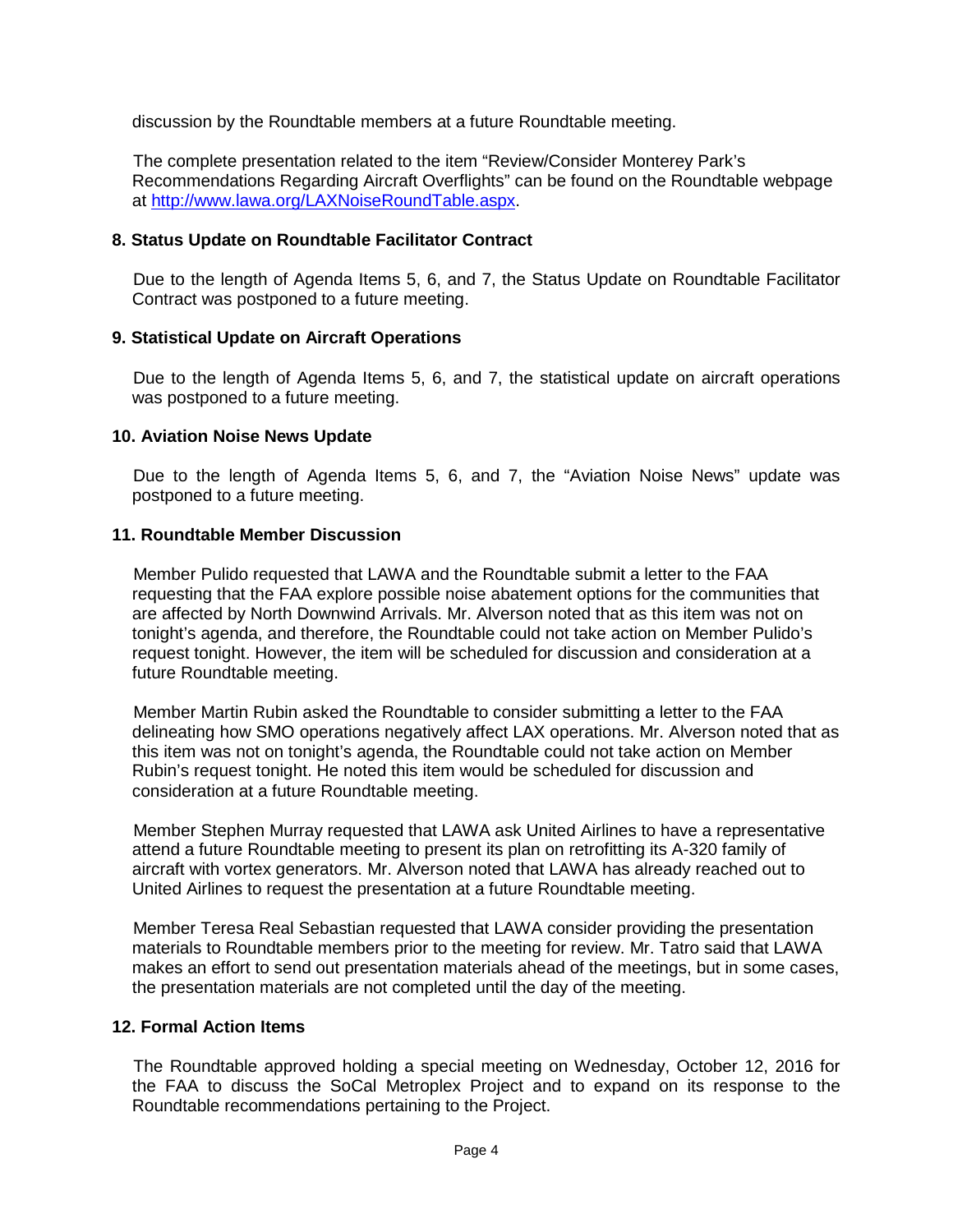discussion by the Roundtable members at a future Roundtable meeting.

The complete presentation related to the item "Review/Consider Monterey Park's Recommendations Regarding Aircraft Overflights" can be found on the Roundtable webpage at [http://www.lawa.org/LAXNoiseRoundTable.aspx](http://www.lawa.org/LAXNoiseRoundTable.aspx).

**8. Status Update on Roundtable Facilitator Contract**

Due to the length of Agenda Items 5, 6, and 7, the Status Update on Roundtable Facilitator Contract was postponed to a future meeting.

**9. Statistical Update on Aircraft Operations**

Due to the length of Agenda Items 5, 6, and 7, the statistical update on aircraft operations was postponed to a future meeting.

**10. Aviation Noise News Update**

Due to the length of Agenda Items 5, 6, and 7, the "Aviation Noise News" update was postponed to a future meeting.

**11. Roundtable Member Discussion**

Member Pulido requested that LAWA and the Roundtable submit a letter to the FAA requesting that the FAA explore possible noise abatement options for the communities that are affected by North Downwind Arrivals. Mr. Alverson noted that as this item was not on tonight's agenda, and therefore, the Roundtable could not take action on Member Pulido's request tonight. However, the item will be scheduled for discussion and consideration at a future Roundtable meeting.

Member Martin Rubin asked the Roundtable to consider submitting a letter to the FAA delineating how SMO operations negatively affect LAX operations. Mr. Alverson noted that as this item was not on tonight's agenda, the Roundtable could not take action on Member Rubin's request tonight. He noted this item would be scheduled for discussion and consideration at a future Roundtable meeting.

Member Stephen Murray requested that LAWA ask United Airlines to have a representative attend a future Roundtable meeting to present its plan on retrofitting its A-320 family of aircraft with vortex generators. Mr. Alverson noted that LAWA has already reached out to United Airlines to request the presentation at a future Roundtable meeting.

Member Teresa Real Sebastian requested that LAWA consider providing the presentation materials to Roundtable members prior to the meeting for review. Mr. Tatro said that LAWA makes an effort to send out presentation materials ahead of the meetings, but in some cases, the presentation materials are not completed until the day of the meeting.

**12. Formal Action Items**

The Roundtable approved holding a special meeting on Wednesday, October 12, 2016 for the FAA to discuss the SoCal Metroplex Project and to expand on its response to the Roundtable recommendations pertaining to the Project.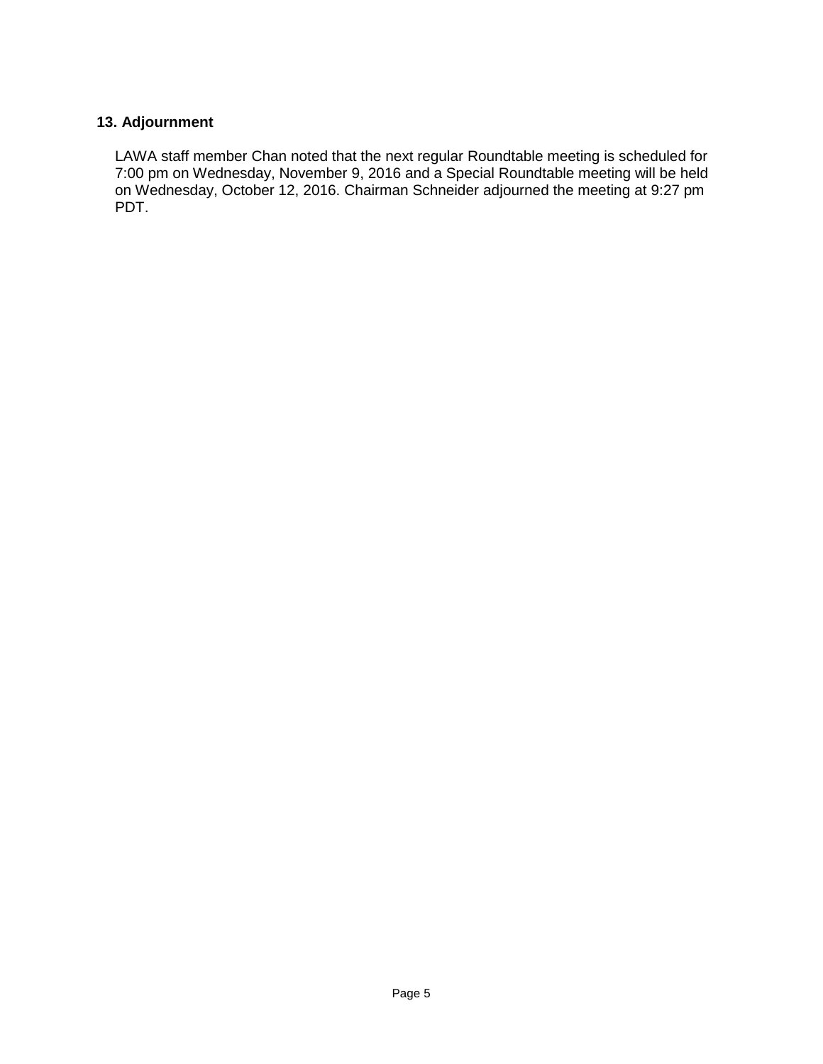## 13. Adjournment

LAWA staff member Chan noted that the next regular Roundtable meeting is scheduled for 7:00 pm on Wednesday, November 9, 2016 and a Special Roundtable meeting will be held on Wednesday, October 12, 2016. Chairman Schneider adjourned the meeting at 9:27 pm PDT.